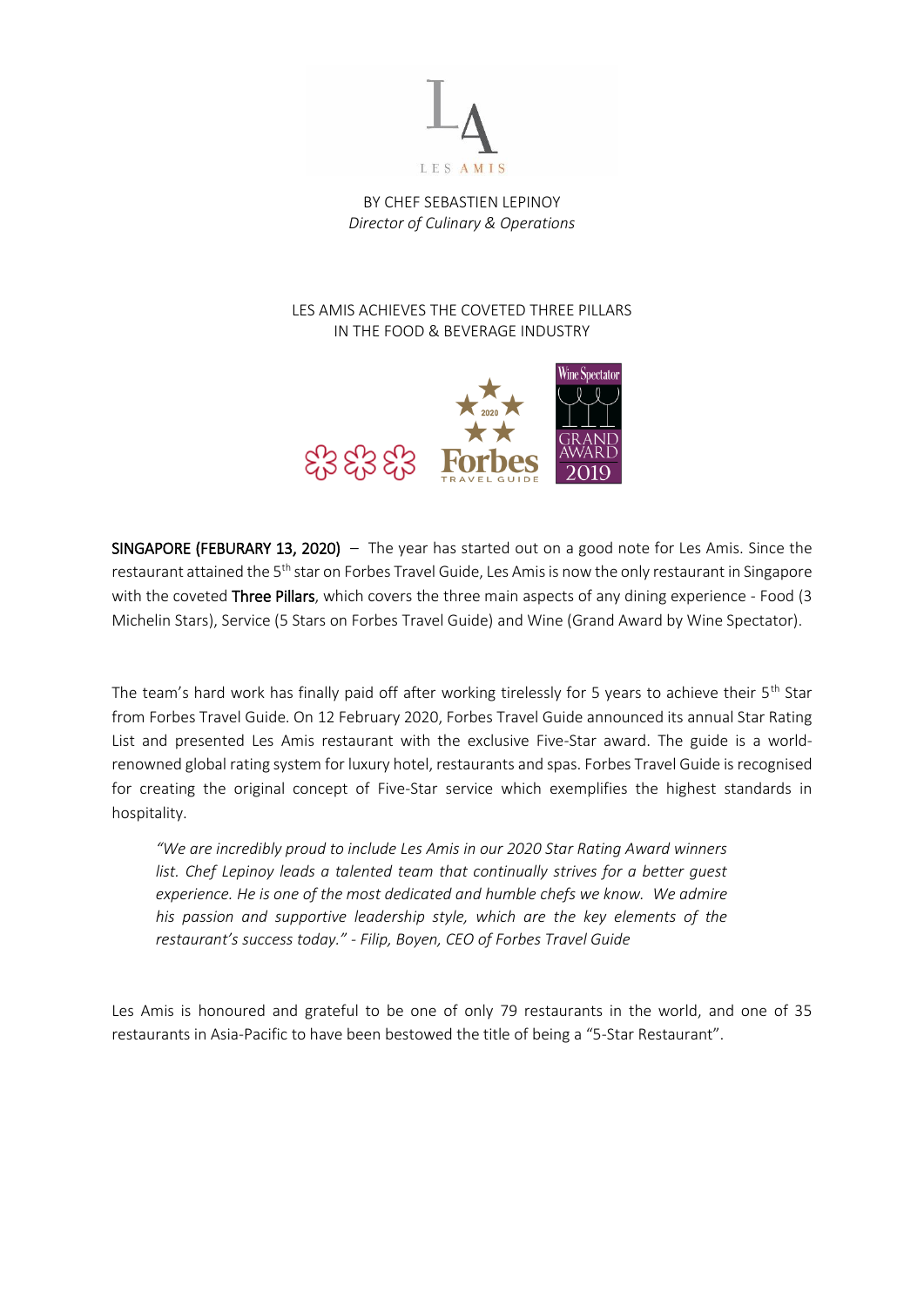LES AMIS

BY CHEF SEBASTIEN LEPINOY
*Director of Culinary & Operations*

LES AMIS ACHIEVES THE COVETED THREE PILLARS
IN THE FOOD & BEVERAGE INDUSTRY

**SINGAPORE (FEBURARY 13, 2020)** – The year has started out on a good note for Les Amis. Since the restaurant attained the 5th star on Forbes Travel Guide, Les Amis is now the only restaurant in Singapore with the coveted **Three Pillars**, which covers the three main aspects of any dining experience - Food (3 Michelin Stars), Service (5 Stars on Forbes Travel Guide) and Wine (Grand Award by Wine Spectator).

The team's hard work has finally paid off after working tirelessly for 5 years to achieve their 5th Star from Forbes Travel Guide. On 12 February 2020, Forbes Travel Guide announced its annual Star Rating List and presented Les Amis restaurant with the exclusive Five-Star award. The guide is a world-renowned global rating system for luxury hotel, restaurants and spas. Forbes Travel Guide is recognised for creating the original concept of Five-Star service which exemplifies the highest standards in hospitality.

> *"We are incredibly proud to include Les Amis in our 2020 Star Rating Award winners list. Chef Lepinoy leads a talented team that continually strives for a better guest experience. He is one of the most dedicated and humble chefs we know. We admire his passion and supportive leadership style, which are the key elements of the restaurant's success today." - Filip, Boyen, CEO of Forbes Travel Guide*

Les Amis is honoured and grateful to be one of only 79 restaurants in the world, and one of 35 restaurants in Asia-Pacific to have been bestowed the title of being a "5-Star Restaurant".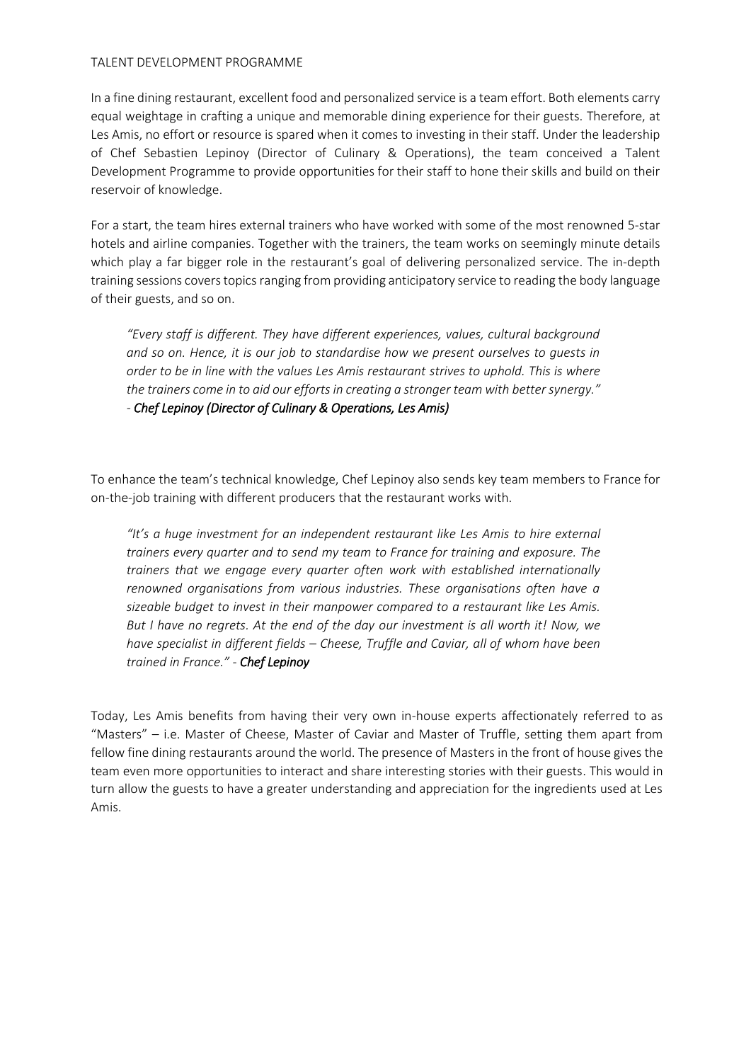TALENT DEVELOPMENT PROGRAMME

In a fine dining restaurant, excellent food and personalized service is a team effort. Both elements carry equal weightage in crafting a unique and memorable dining experience for their guests. Therefore, at Les Amis, no effort or resource is spared when it comes to investing in their staff. Under the leadership of Chef Sebastien Lepinoy (Director of Culinary & Operations), the team conceived a Talent Development Programme to provide opportunities for their staff to hone their skills and build on their reservoir of knowledge.

For a start, the team hires external trainers who have worked with some of the most renowned 5-star hotels and airline companies. Together with the trainers, the team works on seemingly minute details which play a far bigger role in the restaurant's goal of delivering personalized service. The in-depth training sessions covers topics ranging from providing anticipatory service to reading the body language of their guests, and so on.

> *"Every staff is different. They have different experiences, values, cultural background and so on. Hence, it is our job to standardise how we present ourselves to guests in order to be in line with the values Les Amis restaurant strives to uphold. This is where the trainers come in to aid our efforts in creating a stronger team with better synergy."*
> - *Chef Lepinoy (Director of Culinary & Operations, Les Amis)*

To enhance the team's technical knowledge, Chef Lepinoy also sends key team members to France for on-the-job training with different producers that the restaurant works with.

> *"It's a huge investment for an independent restaurant like Les Amis to hire external trainers every quarter and to send my team to France for training and exposure. The trainers that we engage every quarter often work with established internationally renowned organisations from various industries. These organisations often have a sizeable budget to invest in their manpower compared to a restaurant like Les Amis. But I have no regrets. At the end of the day our investment is all worth it! Now, we have specialist in different fields – Cheese, Truffle and Caviar, all of whom have been trained in France."* - ***Chef Lepinoy***

Today, Les Amis benefits from having their very own in-house experts affectionately referred to as "Masters" – i.e. Master of Cheese, Master of Caviar and Master of Truffle, setting them apart from fellow fine dining restaurants around the world. The presence of Masters in the front of house gives the team even more opportunities to interact and share interesting stories with their guests. This would in turn allow the guests to have a greater understanding and appreciation for the ingredients used at Les Amis.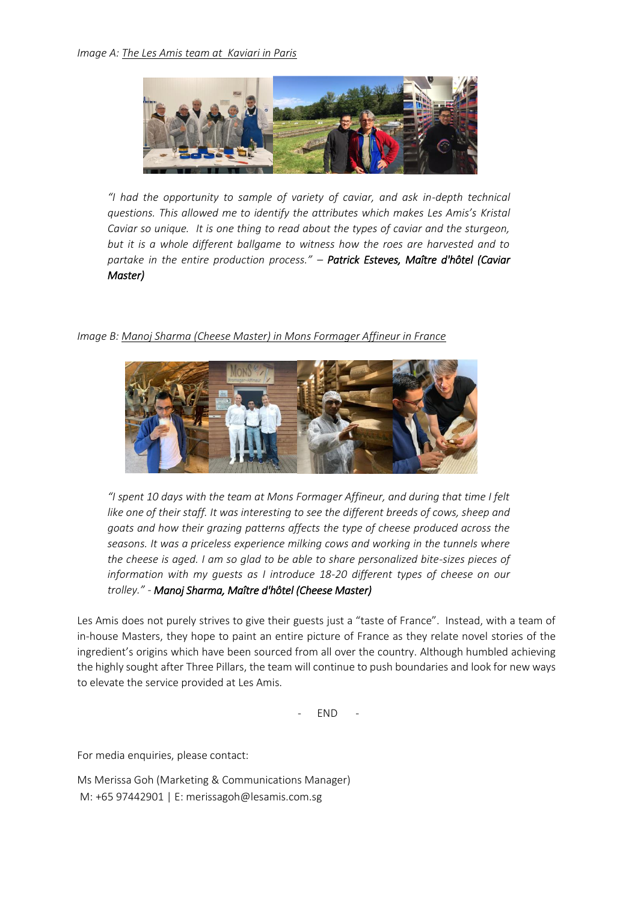*Image A: <u>The Les Amis team at  Kaviari in Paris</u>*

> *"I had the opportunity to sample of variety of caviar, and ask in-depth technical questions. This allowed me to identify the attributes which makes Les Amis's Kristal Caviar so unique.  It is one thing to read about the types of caviar and the sturgeon, but it is a whole different ballgame to witness how the roes are harvested and to partake in the entire production process."* – ***Patrick Esteves, Maître d'hôtel (Caviar Master)***

*Image B: <u>Manoj Sharma (Cheese Master) in Mons Formager Affineur in France</u>*

> *"I spent 10 days with the team at Mons Formager Affineur, and during that time I felt like one of their staff. It was interesting to see the different breeds of cows, sheep and goats and how their grazing patterns affects the type of cheese produced across the seasons. It was a priceless experience milking cows and working in the tunnels where the cheese is aged. I am so glad to be able to share personalized bite-sizes pieces of information with my guests as I introduce 18-20 different types of cheese on our trolley."* - ***Manoj Sharma, Maître d'hôtel (Cheese Master)***

Les Amis does not purely strives to give their guests just a "taste of France".  Instead, with a team of in-house Masters, they hope to paint an entire picture of France as they relate novel stories of the ingredient's origins which have been sourced from all over the country. Although humbled achieving the highly sought after Three Pillars, the team will continue to push boundaries and look for new ways to elevate the service provided at Les Amis.

\- END -

For media enquiries, please contact:

Ms Merissa Goh (Marketing & Communications Manager)
M: +65 97442901 | E: merissagoh@lesamis.com.sg